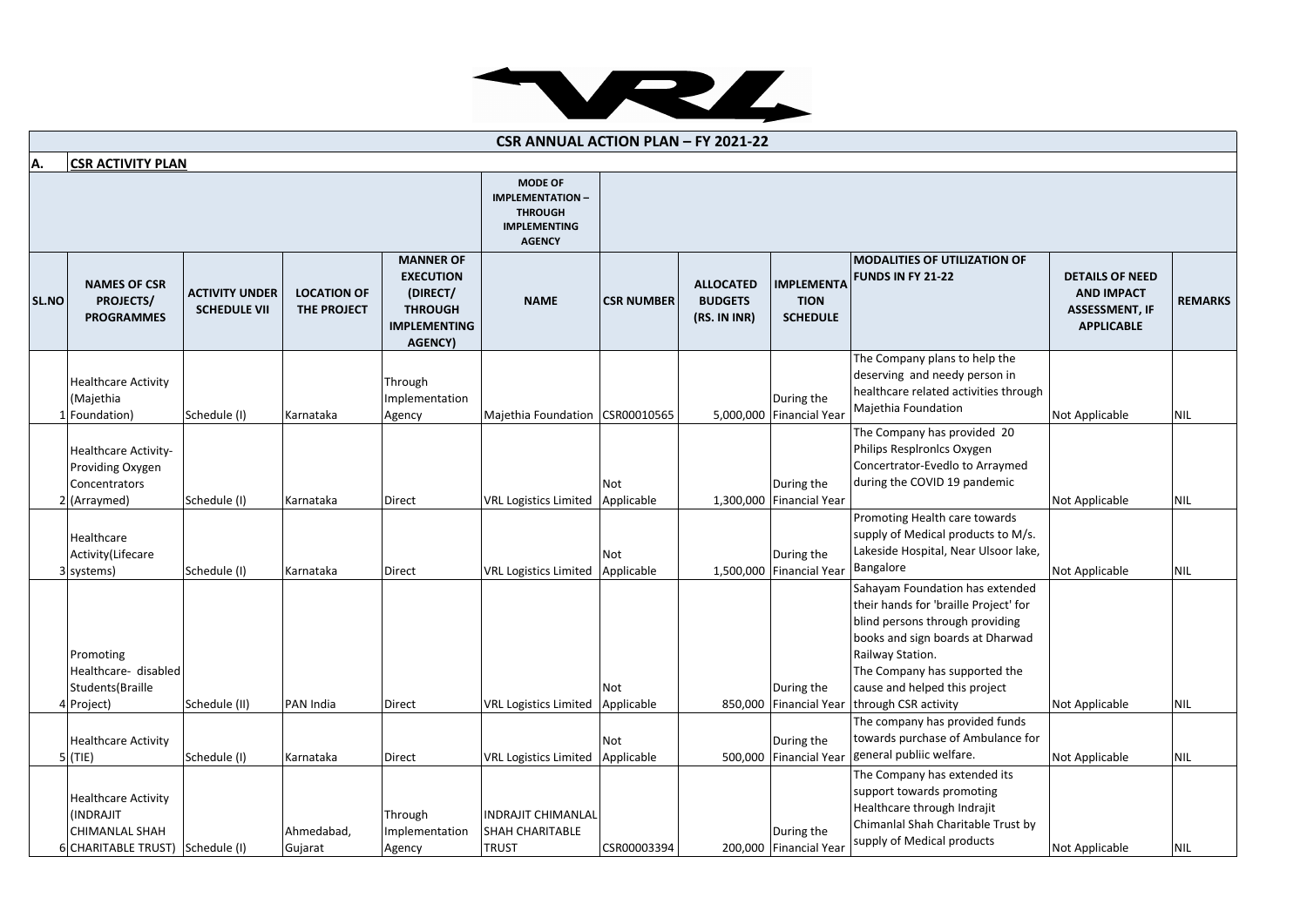## CSR ANNUAL ACTION PLAN – FY 2021-22

### A. CSR ACTIVITY PLAN

| SL.NO | NAMES OF CSR PROJECTS/ PROGRAMMES | ACTIVITY UNDER SCHEDULE VII | LOCATION OF THE PROJECT | MANNER OF EXECUTION (DIRECT/ THROUGH IMPLEMENTING AGENCY) | MODE OF IMPLEMENTATION – THROUGH IMPLEMENTING AGENCY | | ALLOCATED BUDGETS (RS. IN INR) | IMPLEMENTATION SCHEDULE | MODALITIES OF UTILIZATION OF FUNDS IN FY 21-22 | DETAILS OF NEED AND IMPACT ASSESSMENT, IF APPLICABLE | REMARKS |
|---|---|---|---|---|---|---|---|---|---|---|---|
| | | | | | NAME | CSR NUMBER | | | | | |
| 1 | Healthcare Activity (Majethia Foundation) | Schedule (I) | Karnataka | Through Implementation Agency | Majethia Foundation | CSR00010565 | 5,000,000 | During the Financial Year | The Company plans to help the deserving and needy person in healthcare related activities through Majethia Foundation | Not Applicable | NIL |
| 2 | Healthcare Activity- Providing Oxygen Concentrators (Arraymed) | Schedule (I) | Karnataka | Direct | VRL Logistics Limited | Not Applicable | 1,300,000 | During the Financial Year | The Company has provided 20 Philips Resplronlcs Oxygen Concertrator-Evedlo to Arraymed during the COVID 19 pandemic | Not Applicable | NIL |
| 3 | Healthcare Activity(Lifecare systems) | Schedule (I) | Karnataka | Direct | VRL Logistics Limited | Not Applicable | 1,500,000 | During the Financial Year | Promoting Health care towards supply of Medical products to M/s. Lakeside Hospital, Near Ulsoor lake, Bangalore | Not Applicable | NIL |
| 4 | Promoting Healthcare- disabled Students(Braille Project) | Schedule (II) | PAN India | Direct | VRL Logistics Limited | Not Applicable | 850,000 | During the Financial Year | Sahayam Foundation has extended their hands for 'braille Project' for blind persons through providing books and sign boards at Dharwad Railway Station. The Company has supported the cause and helped this project through CSR activity | Not Applicable | NIL |
| 5 | Healthcare Activity (TIE) | Schedule (I) | Karnataka | Direct | VRL Logistics Limited | Not Applicable | 500,000 | During the Financial Year | The company has provided funds towards purchase of Ambulance for general publiic welfare. | Not Applicable | NIL |
| 6 | Healthcare Activity (INDRAJIT CHIMANLAL SHAH CHARITABLE TRUST) | Schedule (I) | Ahmedabad, Gujarat | Through Implementation Agency | INDRAJIT CHIMANLAL SHAH CHARITABLE TRUST | CSR00003394 | 200,000 | During the Financial Year | The Company has extended its support towards promoting Healthcare through Indrajit Chimanlal Shah Charitable Trust by supply of Medical products | Not Applicable | NIL |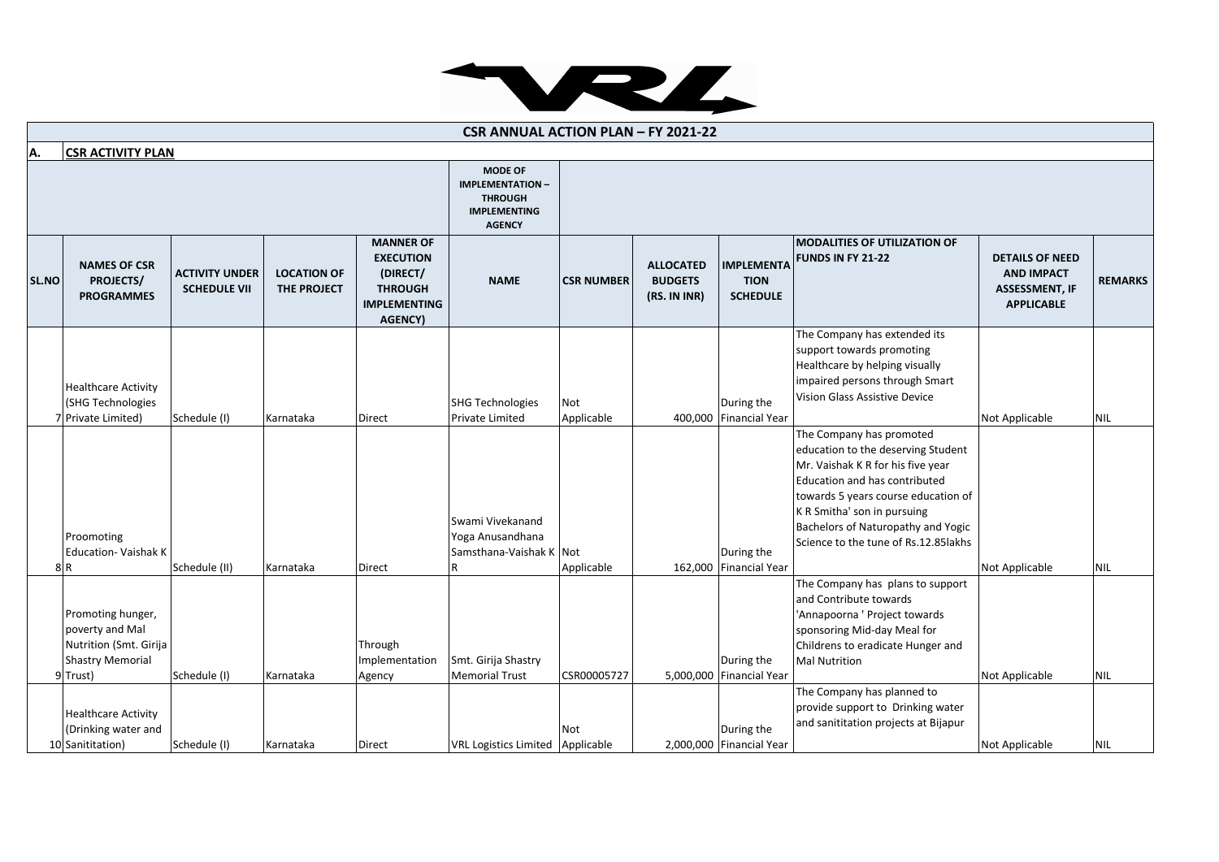## CSR ANNUAL ACTION PLAN – FY 2021-22

**A. CSR ACTIVITY PLAN**

| SL.NO | NAMES OF CSR PROJECTS/ PROGRAMMES | ACTIVITY UNDER SCHEDULE VII | LOCATION OF THE PROJECT | MANNER OF EXECUTION (DIRECT/ THROUGH IMPLEMENTING AGENCY) | MODE OF IMPLEMENTATION – THROUGH IMPLEMENTING AGENCY | | ALLOCATED BUDGETS (RS. IN INR) | IMPLEMENTATION SCHEDULE | MODALITIES OF UTILIZATION OF FUNDS IN FY 21-22 | DETAILS OF NEED AND IMPACT ASSESSMENT, IF APPLICABLE | REMARKS |
|---|---|---|---|---|---|---|---|---|---|---|---|
| | | | | | NAME | CSR NUMBER | | | | | |
| 7 | Healthcare Activity (SHG Technologies Private Limited) | Schedule (I) | Karnataka | Direct | SHG Technologies Private Limited | Not Applicable | 400,000 | During the Financial Year | The Company has extended its support towards promoting Healthcare by helping visually impaired persons through Smart Vision Glass Assistive Device | Not Applicable | NIL |
| 8 | Proomoting Education- Vaishak K R | Schedule (II) | Karnataka | Direct | Swami Vivekanand Yoga Anusandhana Samsthana-Vaishak K R | Not Applicable | 162,000 | During the Financial Year | The Company has promoted education to the deserving Student Mr. Vaishak K R for his five year Education and has contributed towards 5 years course education of K R Smitha' son in pursuing Bachelors of Naturopathy and Yogic Science to the tune of Rs.12.85lakhs | Not Applicable | NIL |
| 9 | Promoting hunger, poverty and Mal Nutrition (Smt. Girija Shastry Memorial Trust) | Schedule (I) | Karnataka | Through Implementation Agency | Smt. Girija Shastry Memorial Trust | CSR00005727 | 5,000,000 | During the Financial Year | The Company has plans to support and Contribute towards 'Annapoorna ' Project towards sponsoring Mid-day Meal for Childrens to eradicate Hunger and Mal Nutrition | Not Applicable | NIL |
| 10 | Healthcare Activity (Drinking water and Sanitiation) | Schedule (I) | Karnataka | Direct | VRL Logistics Limited | Not Applicable | 2,000,000 | During the Financial Year | The Company has planned to provide support to Drinking water and sanititation projects at Bijapur | Not Applicable | NIL |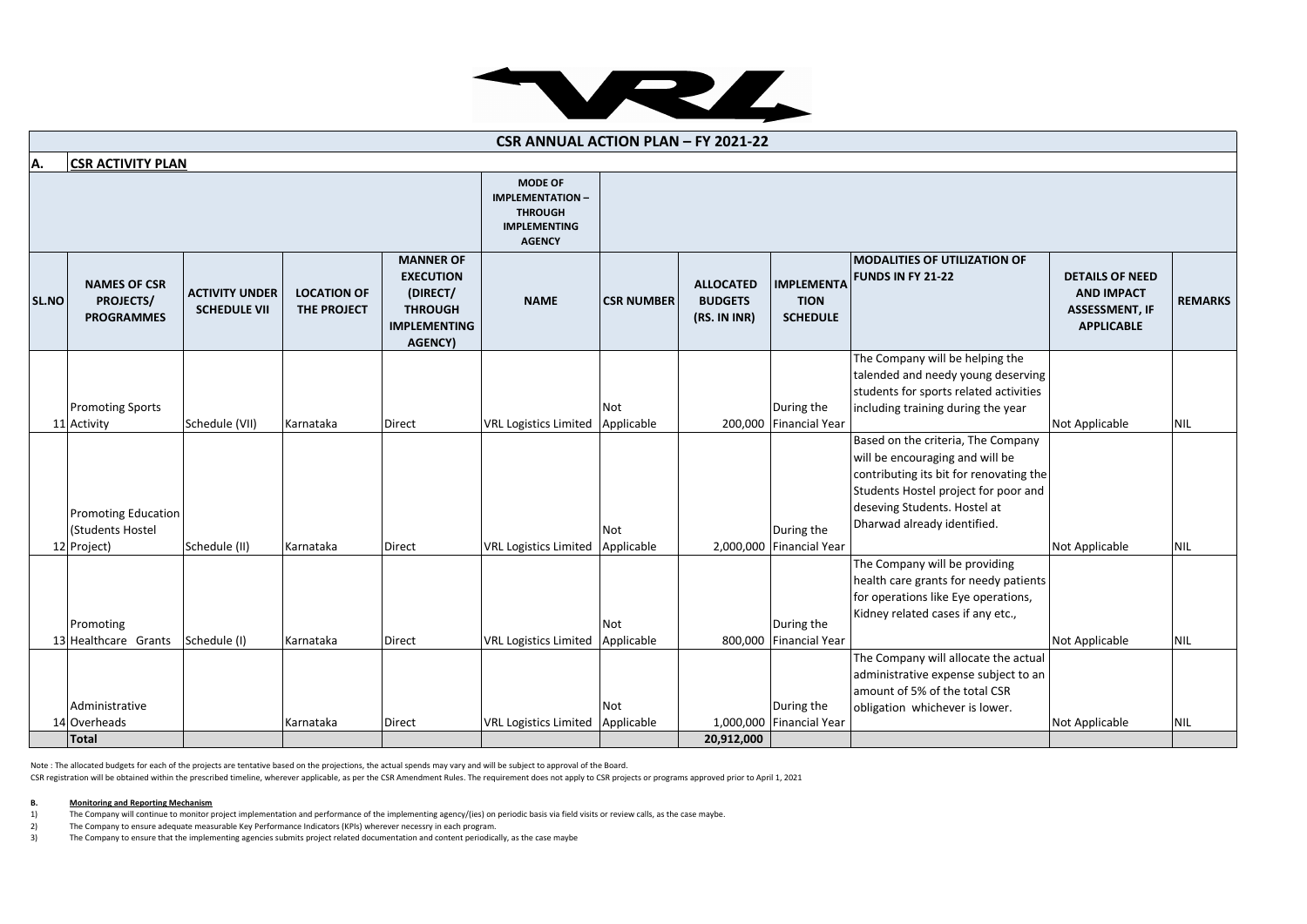## CSR ANNUAL ACTION PLAN – FY 2021-22

### A. CSR ACTIVITY PLAN

| SL.NO | NAMES OF CSR PROJECTS/ PROGRAMMES | ACTIVITY UNDER SCHEDULE VII | LOCATION OF THE PROJECT | MANNER OF EXECUTION (DIRECT/ THROUGH IMPLEMENTING AGENCY) | MODE OF IMPLEMENTATION – THROUGH IMPLEMENTING AGENCY | | ALLOCATED BUDGETS (RS. IN INR) | IMPLEMENTATION SCHEDULE | MODALITIES OF UTILIZATION OF FUNDS IN FY 21-22 | DETAILS OF NEED AND IMPACT ASSESSMENT, IF APPLICABLE | REMARKS |
|---|---|---|---|---|---|---|---|---|---|---|---|
| | | | | | NAME | CSR NUMBER | | | | | |
| 11 | Promoting Sports Activity | Schedule (VII) | Karnataka | Direct | VRL Logistics Limited | Not Applicable | 200,000 | During the Financial Year | The Company will be helping the talended and needy young deserving students for sports related activities including training during the year | Not Applicable | NIL |
| 12 | Promoting Education (Students Hostel Project) | Schedule (II) | Karnataka | Direct | VRL Logistics Limited | Not Applicable | 2,000,000 | During the Financial Year | Based on the criteria, The Company will be encouraging and will be contributing its bit for renovating the Students Hostel project for poor and deseving Students. Hostel at Dharwad already identified. | Not Applicable | NIL |
| 13 | Promoting Healthcare Grants | Schedule (I) | Karnataka | Direct | VRL Logistics Limited | Not Applicable | 800,000 | During the Financial Year | The Company will be providing health care grants for needy patients for operations like Eye operations, Kidney related cases if any etc., | Not Applicable | NIL |
| 14 | Administrative Overheads | | Karnataka | Direct | VRL Logistics Limited | Not Applicable | 1,000,000 | During the Financial Year | The Company will allocate the actual administrative expense subject to an amount of 5% of the total CSR obligation whichever is lower. | Not Applicable | NIL |
| | **Total** | | | | | | **20,912,000** | | | | |

Note : The allocated budgets for each of the projects are tentative based on the projections, the actual spends may vary and will be subject to approval of the Board.

CSR registration will be obtained within the prescribed timeline, wherever applicable, as per the CSR Amendment Rules. The requirement does not apply to CSR projects or programs approved prior to April 1, 2021

### B. Monitoring and Reporting Mechanism

1) The Company will continue to monitor project implementation and performance of the implementing agency/(ies) on periodic basis via field visits or review calls, as the case maybe.
2) The Company to ensure adequate measurable Key Performance Indicators (KPIs) wherever necessry in each program.
3) The Company to ensure that the implementing agencies submits project related documentation and content periodically, as the case maybe